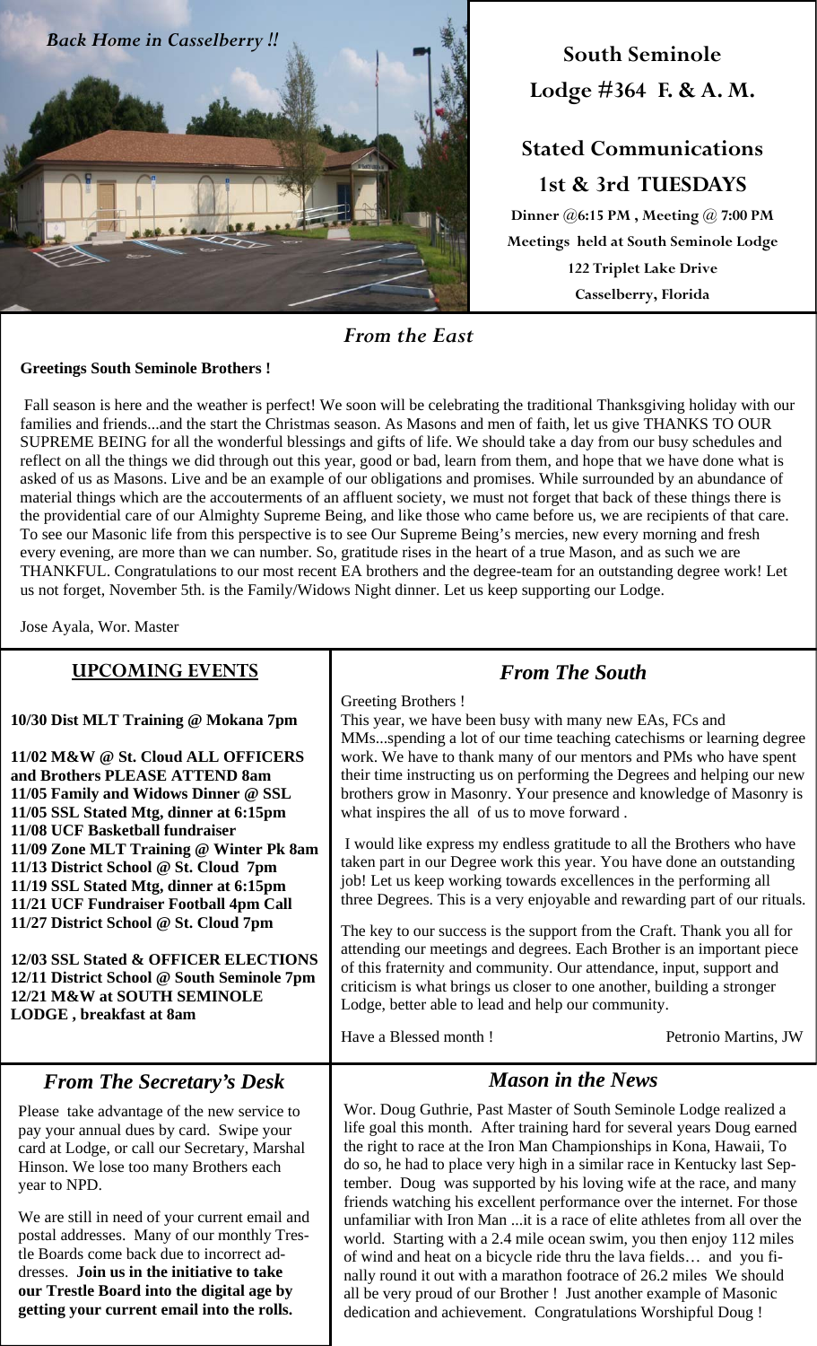*Back Home in Casselberry !!*

# South Seminole Lodge #364 F. & A. M.

## Stated Communications

## 1st & 3rd TUESDAYS

**Dinner @6:15 PM , Meeting @ 7:00 PM**

**Meetings held at South Seminole Lodge**

**122 Triplet Lake Drive**

**Casselberry, Florida**

## *From the East*

**Greetings South Seminole Brothers !**

Fall season is here and the weather is perfect! We soon will be celebrating the traditional Thanksgiving holiday with our families and friends...and the start the Christmas season. As Masons and men of faith, let us give THANKS TO OUR SUPREME BEING for all the wonderful blessings and gifts of life. We should take a day from our busy schedules and reflect on all the things we did through out this year, good or bad, learn from them, and hope that we have done what is asked of us as Masons. Live and be an example of our obligations and promises. While surrounded by an abundance of material things which are the accouterments of an affluent society, we must not forget that back of these things there is the providential care of our Almighty Supreme Being, and like those who came before us, we are recipients of that care. To see our Masonic life from this perspective is to see Our Supreme Being's mercies, new every morning and fresh every evening, are more than we can number. So, gratitude rises in the heart of a true Mason, and as such we are THANKFUL. Congratulations to our most recent EA brothers and the degree-team for an outstanding degree work! Let us not forget, November 5th. is the Family/Widows Night dinner. Let us keep supporting our Lodge.

Jose Ayala, Wor. Master

## UPCOMING EVENTS

**10/30 Dist MLT Training @ Mokana 7pm**

**11/02 M&W @ St. Cloud ALL OFFICERS and Brothers PLEASE ATTEND 8am**
**11/05 Family and Widows Dinner @ SSL**
**11/05 SSL Stated Mtg, dinner at 6:15pm**
**11/08 UCF Basketball fundraiser**
**11/09 Zone MLT Training @ Winter Pk 8am**
**11/13 District School @ St. Cloud 7pm**
**11/19 SSL Stated Mtg, dinner at 6:15pm**
**11/21 UCF Fundraiser Football 4pm Call**
**11/27 District School @ St. Cloud 7pm**

**12/03 SSL Stated & OFFICER ELECTIONS**
**12/11 District School @ South Seminole 7pm**
**12/21 M&W at SOUTH SEMINOLE LODGE , breakfast at 8am**

## *From The South*

Greeting Brothers !

This year, we have been busy with many new EAs, FCs and MMs...spending a lot of our time teaching catechisms or learning degree work. We have to thank many of our mentors and PMs who have spent their time instructing us on performing the Degrees and helping our new brothers grow in Masonry. Your presence and knowledge of Masonry is what inspires the all of us to move forward .

I would like express my endless gratitude to all the Brothers who have taken part in our Degree work this year. You have done an outstanding job! Let us keep working towards excellences in the performing all three Degrees. This is a very enjoyable and rewarding part of our rituals.

The key to our success is the support from the Craft. Thank you all for attending our meetings and degrees. Each Brother is an important piece of this fraternity and community. Our attendance, input, support and criticism is what brings us closer to one another, building a stronger Lodge, better able to lead and help our community.

Have a Blessed month ! Petronio Martins, JW

## *From The Secretary's Desk*

Please take advantage of the new service to pay your annual dues by card. Swipe your card at Lodge, or call our Secretary, Marshal Hinson. We lose too many Brothers each year to NPD.

We are still in need of your current email and postal addresses. Many of our monthly Trestle Boards come back due to incorrect addresses. **Join us in the initiative to take our Trestle Board into the digital age by getting your current email into the rolls.**

## *Mason in the News*

Wor. Doug Guthrie, Past Master of South Seminole Lodge realized a life goal this month. After training hard for several years Doug earned the right to race at the Iron Man Championships in Kona, Hawaii, To do so, he had to place very high in a similar race in Kentucky last September. Doug was supported by his loving wife at the race, and many friends watching his excellent performance over the internet. For those unfamiliar with Iron Man ...it is a race of elite athletes from all over the world. Starting with a 2.4 mile ocean swim, you then enjoy 112 miles of wind and heat on a bicycle ride thru the lava fields… and you finally round it out with a marathon footrace of 26.2 miles We should all be very proud of our Brother ! Just another example of Masonic dedication and achievement. Congratulations Worshipful Doug !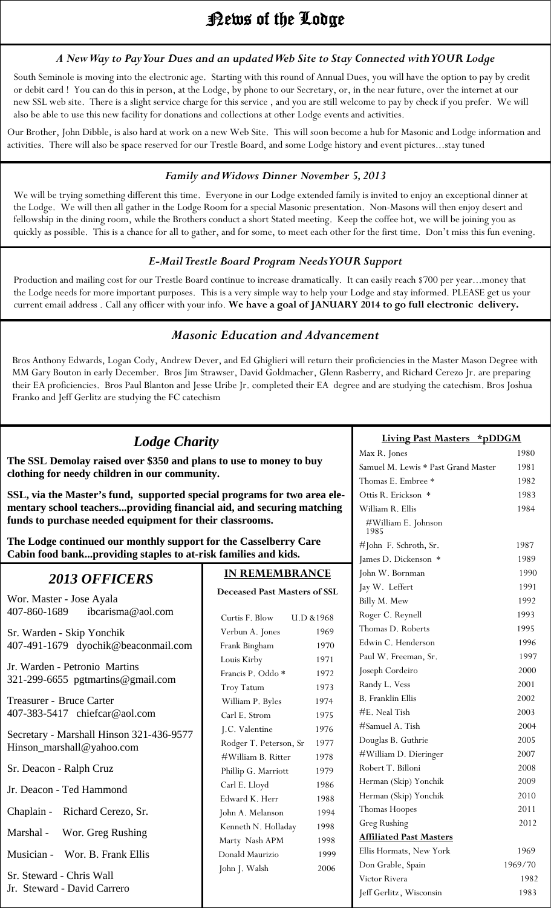# News of the Lodge

### *A New Way to Pay Your Dues and an updated Web Site to Stay Connected with YOUR Lodge*

South Seminole is moving into the electronic age. Starting with this round of Annual Dues, you will have the option to pay by credit or debit card ! You can do this in person, at the Lodge, by phone to our Secretary, or, in the near future, over the internet at our new SSL web site. There is a slight service charge for this service , and you are still welcome to pay by check if you prefer. We will also be able to use this new facility for donations and collections at other Lodge events and activities.

Our Brother, John Dibble, is also hard at work on a new Web Site. This will soon become a hub for Masonic and Lodge information and activities. There will also be space reserved for our Trestle Board, and some Lodge history and event pictures...stay tuned

### *Family and Widows Dinner November 5, 2013*

We will be trying something different this time. Everyone in our Lodge extended family is invited to enjoy an exceptional dinner at the Lodge. We will then all gather in the Lodge Room for a special Masonic presentation. Non-Masons will then enjoy desert and fellowship in the dining room, while the Brothers conduct a short Stated meeting. Keep the coffee hot, we will be joining you as quickly as possible. This is a chance for all to gather, and for some, to meet each other for the first time. Don't miss this fun evening.

### *E-Mail Trestle Board Program Needs YOUR Support*

Production and mailing cost for our Trestle Board continue to increase dramatically. It can easily reach $700 per year...money that the Lodge needs for more important purposes. This is a very simple way to help your Lodge and stay informed. PLEASE get us your current email address . Call any officer with your info. **We have a goal of JANUARY 2014 to go full electronic delivery.**

### *Masonic Education and Advancement*

Bros Anthony Edwards, Logan Cody, Andrew Dever, and Ed Ghiglieri will return their proficiencies in the Master Mason Degree with MM Gary Bouton in early December. Bros Jim Strawser, David Goldmacher, Glenn Rasberry, and Richard Cerezo Jr. are preparing their EA proficiencies. Bros Paul Blanton and Jesse Uribe Jr. completed their EA degree and are studying the catechism. Bros Joshua Franko and Jeff Gerlitz are studying the FC catechism

## *Lodge Charity*

**The SSL Demolay raised over $350 and plans to use to money to buy clothing for needy children in our community.**

**SSL, via the Master's fund, supported special programs for two area elementary school teachers...providing financial aid, and securing matching funds to purchase needed equipment for their classrooms.**

**The Lodge continued our monthly support for the Casselberry Care Cabin food bank...providing staples to at-risk families and kids.**

## *2013 OFFICERS*

Wor. Master - Jose Ayala
407-860-1689 ibcarisma@aol.com

Sr. Warden - Skip Yonchik
407-491-1679 dyochik@beaconmail.com

Jr. Warden - Petronio Martins
321-299-6655 pgtmartins@gmail.com

Treasurer - Bruce Carter
407-383-5417 chiefcar@aol.com

Secretary - Marshall Hinson 321-436-9577
Hinson_marshall@yahoo.com

Sr. Deacon - Ralph Cruz

Jr. Deacon - Ted Hammond

Chaplain - Richard Cerezo, Sr.

Marshal - Wor. Greg Rushing

Musician - Wor. B. Frank Ellis

Sr. Steward - Chris Wall
Jr. Steward - David Carrero

## IN REMEMBRANCE

**Deceased Past Masters of SSL**

| | |
|---|---|
| Curtis F. Blow | U.D &1968 |
| Verbun A. Jones | 1969 |
| Frank Bingham | 1970 |
| Louis Kirby | 1971 |
| Francis P. Oddo * | 1972 |
| Troy Tatum | 1973 |
| William P. Byles | 1974 |
| Carl E. Strom | 1975 |
| J.C. Valentine | 1976 |
| Rodger T. Peterson, Sr | 1977 |
| #William B. Ritter | 1978 |
| Phillip G. Marriott | 1979 |
| Carl E. Lloyd | 1986 |
| Edward K. Herr | 1988 |
| John A. Melanson | 1994 |
| Kenneth N. Holladay | 1998 |
| Marty Nash APM | 1998 |
| Donald Maurizio | 1999 |
| John J. Walsh | 2006 |

## Living Past Masters *pDDGM

| | |
|---|---|
| Max R. Jones | 1980 |
| Samuel M. Lewis * Past Grand Master | 1981 |
| Thomas E. Embree * | 1982 |
| Ottis R. Erickson * | 1983 |
| William R. Ellis | 1984 |
| #William E. Johnson | 1985 |
| #John F. Schroth, Sr. | 1987 |
| James D. Dickenson * | 1989 |
| John W. Bornman | 1990 |
| Jay W. Leffert | 1991 |
| Billy M. Mew | 1992 |
| Roger C. Reynell | 1993 |
| Thomas D. Roberts | 1995 |
| Edwin C. Henderson | 1996 |
| Paul W. Freeman, Sr. | 1997 |
| Joseph Cordeiro | 2000 |
| Randy L. Vess | 2001 |
| B. Franklin Ellis | 2002 |
| #E. Neal Tish | 2003 |
| #Samuel A. Tish | 2004 |
| Douglas B. Guthrie | 2005 |
| #William D. Dieringer | 2007 |
| Robert T. Billoni | 2008 |
| Herman (Skip) Yonchik | 2009 |
| Herman (Skip) Yonchik | 2010 |
| Thomas Hoopes | 2011 |
| Greg Rushing | 2012 |

**Affiliated Past Masters**

| | |
|---|---|
| Ellis Hormats, New York | 1969 |
| Don Grable, Spain | 1969/70 |
| Victor Rivera | 1982 |
| Jeff Gerlitz, Wisconsin | 1983 |